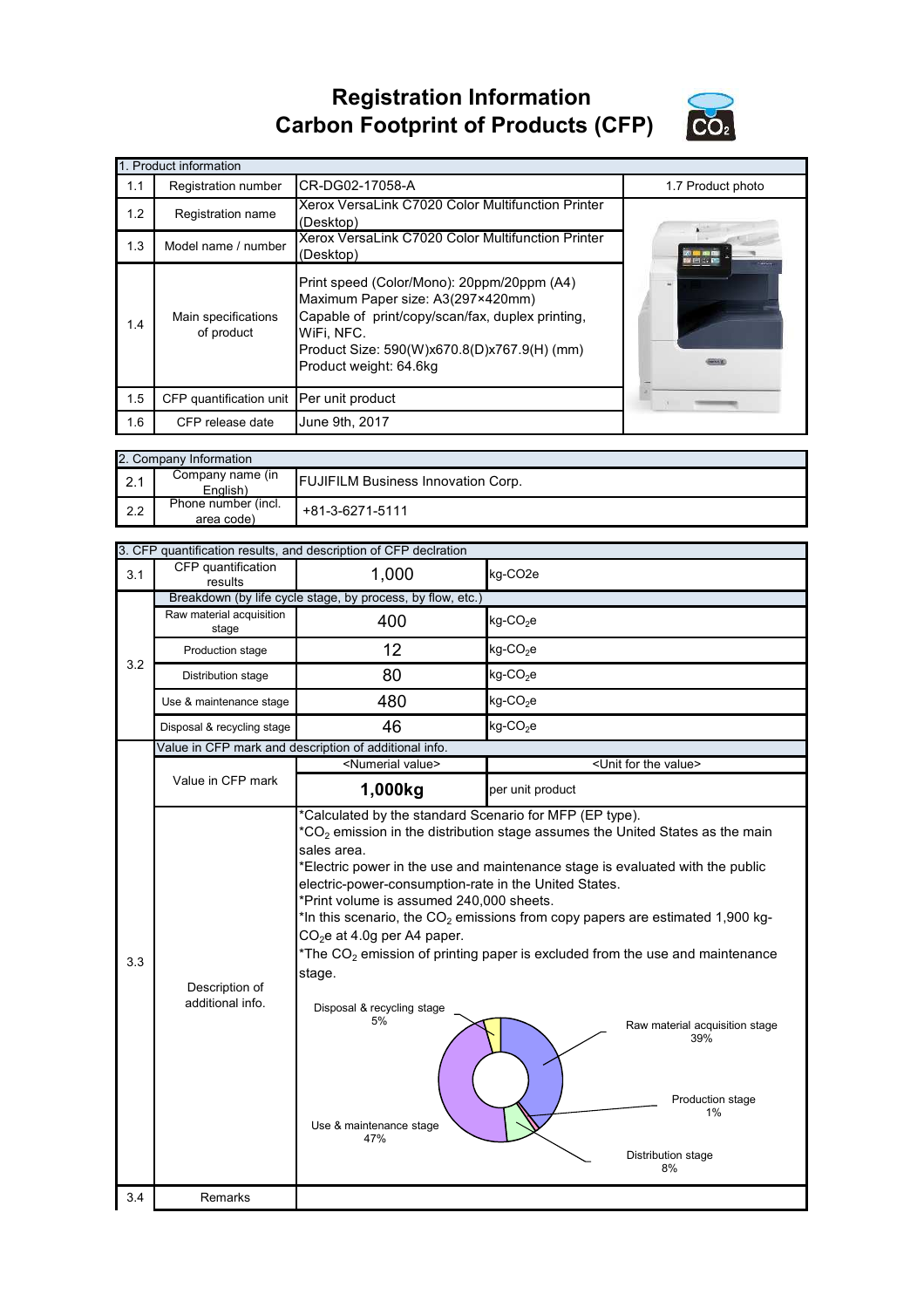# Registration Information
# Carbon Footprint of Products (CFP)

| 1. Product information | | | |
|---|---|---|---|
| 1.1 | Registration number | CR-DG02-17058-A | 1.7 Product photo |
| 1.2 | Registration name | Xerox VersaLink C7020 Color Multifunction Printer (Desktop) | |
| 1.3 | Model name / number | Xerox VersaLink C7020 Color Multifunction Printer (Desktop) | |
| 1.4 | Main specifications of product | Print speed (Color/Mono): 20ppm/20ppm (A4)<br>Maximum Paper size: A3(297×420mm)<br>Capable of print/copy/scan/fax, duplex printing, WiFi, NFC.<br>Product Size: 590(W)x670.8(D)x767.9(H) (mm)<br>Product weight: 64.6kg | |
| 1.5 | CFP quantification unit | Per unit product | |
| 1.6 | CFP release date | June 9th, 2017 | |

| 2. Company Information | | |
|---|---|---|
| 2.1 | Company name (in English) | FUJIFILM Business Innovation Corp. |
| 2.2 | Phone number (incl. area code) | +81-3-6271-5111 |

| 3. CFP quantification results, and description of CFP declration | | | |
|---|---|---|---|
| 3.1 | CFP quantification results | 1,000 | kg-CO2e |
| 3.2 | Breakdown (by life cycle stage, by process, by flow, etc.) | | |
| | Raw material acquisition stage | 400 | kg-$CO_2$e |
| | Production stage | 12 | kg-$CO_2$e |
| | Distribution stage | 80 | kg-$CO_2$e |
| | Use & maintenance stage | 480 | kg-$CO_2$e |
| | Disposal & recycling stage | 46 | kg-$CO_2$e |
| 3.3 | Value in CFP mark and description of additional info. | | |
| | Value in CFP mark | <Numerial value> | <Unit for the value> |
| | | **1,000kg** | per unit product |
| | Description of additional info. | *Calculated by the standard Scenario for MFP (EP type).<br>*$CO_2$ emission in the distribution stage assumes the United States as the main sales area.<br>*Electric power in the use and maintenance stage is evaluated with the public electric-power-consumption-rate in the United States.<br>*Print volume is assumed 240,000 sheets.<br>*In this scenario, the $CO_2$ emissions from copy papers are estimated 1,900 kg-$CO_2$e at 4.0g per A4 paper.<br>*The $CO_2$ emission of printing paper is excluded from the use and maintenance stage.<br><br>Raw material acquisition stage 39%<br>Production stage 1%<br>Distribution stage 8%<br>Use & maintenance stage 47%<br>Disposal & recycling stage 5% | |
| 3.4 | Remarks | | |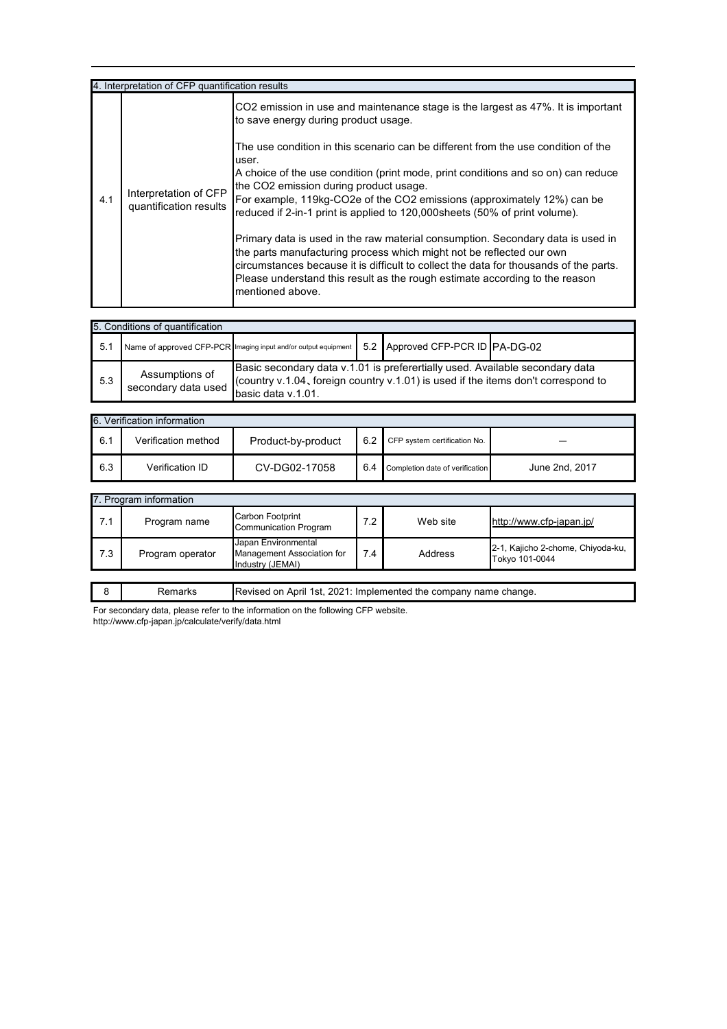| 4. Interpretation of CFP quantification results | | |
|---|---|---|
| 4.1 | Interpretation of CFP quantification results | $CO_2$ emission in use and maintenance stage is the largest as 47%. It is important to save energy during product usage.<br><br>The use condition in this scenario can be different from the use condition of the user.<br>A choice of the use condition (print mode, print conditions and so on) can reduce the $CO_2$ emission during product usage.<br>For example, 119kg-CO2e of the $CO_2$ emissions (approximately 12%) can be reduced if 2-in-1 print is applied to 120,000sheets (50% of print volume).<br><br>Primary data is used in the raw material consumption. Secondary data is used in the parts manufacturing process which might not be reflected our own circumstances because it is difficult to collect the data for thousands of the parts. Please understand this result as the rough estimate according to the reason mentioned above. |

| 5. Conditions of quantification | | | | | |
|---|---|---|---|---|---|
| 5.1 | Name of approved CFP-PCR | Imaging input and/or output equipment | 5.2 | Approved CFP-PCR ID | PA-DG-02 |
| 5.3 | Assumptions of secondary data used | Basic secondary data v.1.01 is preferertially used. Available secondary data (country v.1.04、foreign country v.1.01) is used if the items don't correspond to basic data v.1.01. | | | |

| 6. Verification information | | | | | |
|---|---|---|---|---|---|
| 6.1 | Verification method | Product-by-product | 6.2 | CFP system certification No. | — |
| 6.3 | Verification ID | CV-DG02-17058 | 6.4 | Completion date of verification | June 2nd, 2017 |

| 7. Program information | | | | | |
|---|---|---|---|---|---|
| 7.1 | Program name | Carbon Footprint Communication Program | 7.2 | Web site | http://www.cfp-japan.jp/ |
| 7.3 | Program operator | Japan Environmental Management Association for Industry (JEMAI) | 7.4 | Address | 2-1, Kajicho 2-chome, Chiyoda-ku, Tokyo 101-0044 |

| | | |
|---|---|---|
| 8 | Remarks | Revised on April 1st, 2021: Implemented the company name change. |

For secondary data, please refer to the information on the following CFP website.
http://www.cfp-japan.jp/calculate/verify/data.html